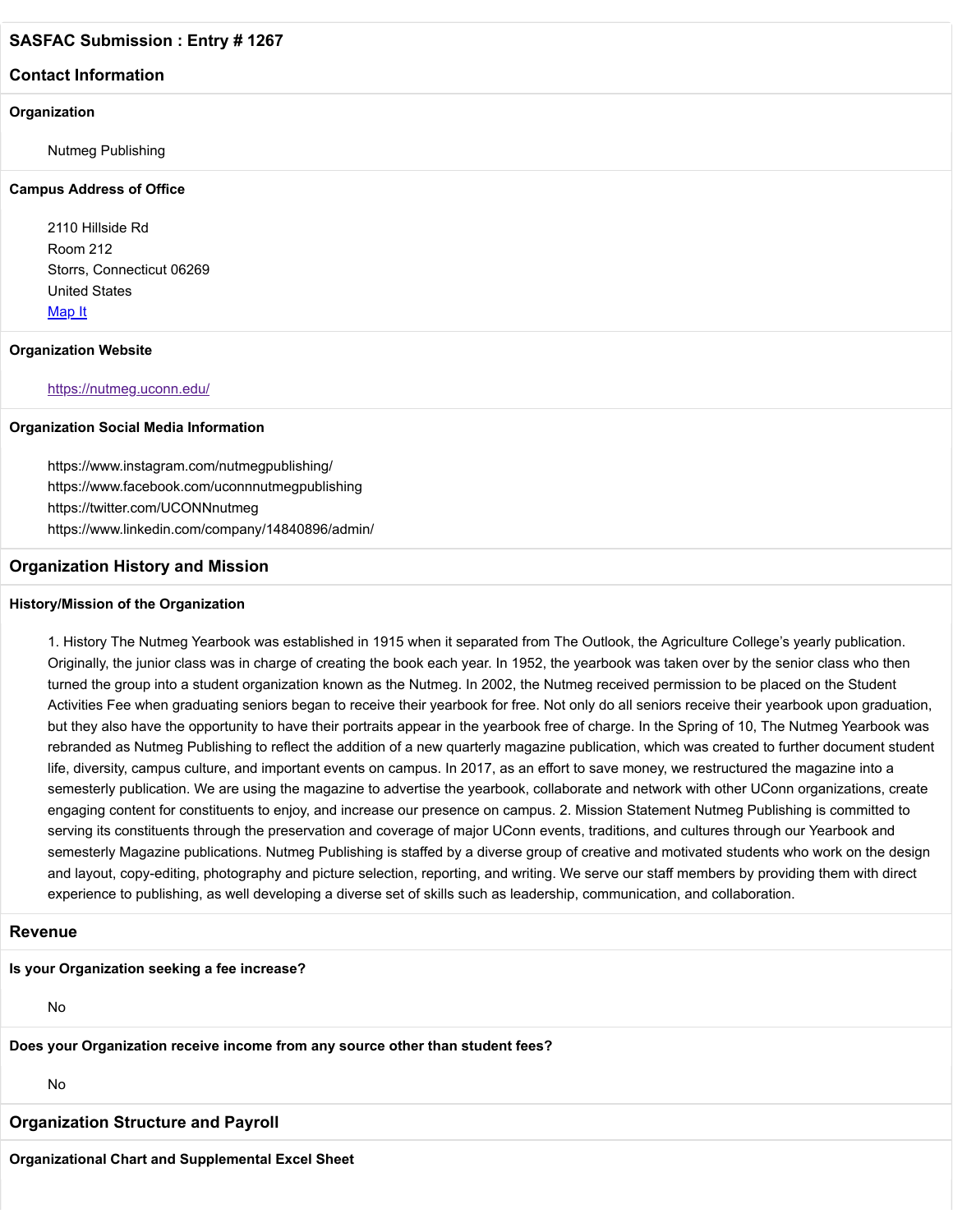## SASFAC Submission : Entry # 1267

## Contact Information

### Organization

Nutmeg Publishing

### Campus Address of Office

2110 Hillside Rd
Room 212
Storrs, Connecticut 06269
United States
[Map It]

### Organization Website

https://nutmeg.uconn.edu/

### Organization Social Media Information

https://www.instagram.com/nutmegpublishing/
https://www.facebook.com/uconnnutmegpublishing
https://twitter.com/UCONNnutmeg
https://www.linkedin.com/company/14840896/admin/

## Organization History and Mission

### History/Mission of the Organization

1. History The Nutmeg Yearbook was established in 1915 when it separated from The Outlook, the Agriculture College's yearly publication. Originally, the junior class was in charge of creating the book each year. In 1952, the yearbook was taken over by the senior class who then turned the group into a student organization known as the Nutmeg. In 2002, the Nutmeg received permission to be placed on the Student Activities Fee when graduating seniors began to receive their yearbook for free. Not only do all seniors receive their yearbook upon graduation, but they also have the opportunity to have their portraits appear in the yearbook free of charge. In the Spring of 10, The Nutmeg Yearbook was rebranded as Nutmeg Publishing to reflect the addition of a new quarterly magazine publication, which was created to further document student life, diversity, campus culture, and important events on campus. In 2017, as an effort to save money, we restructured the magazine into a semesterly publication. We are using the magazine to advertise the yearbook, collaborate and network with other UConn organizations, create engaging content for constituents to enjoy, and increase our presence on campus. 2. Mission Statement Nutmeg Publishing is committed to serving its constituents through the preservation and coverage of major UConn events, traditions, and cultures through our Yearbook and semesterly Magazine publications. Nutmeg Publishing is staffed by a diverse group of creative and motivated students who work on the design and layout, copy-editing, photography and picture selection, reporting, and writing. We serve our staff members by providing them with direct experience to publishing, as well developing a diverse set of skills such as leadership, communication, and collaboration.

## Revenue

### Is your Organization seeking a fee increase?

No

### Does your Organization receive income from any source other than student fees?

No

## Organization Structure and Payroll

### Organizational Chart and Supplemental Excel Sheet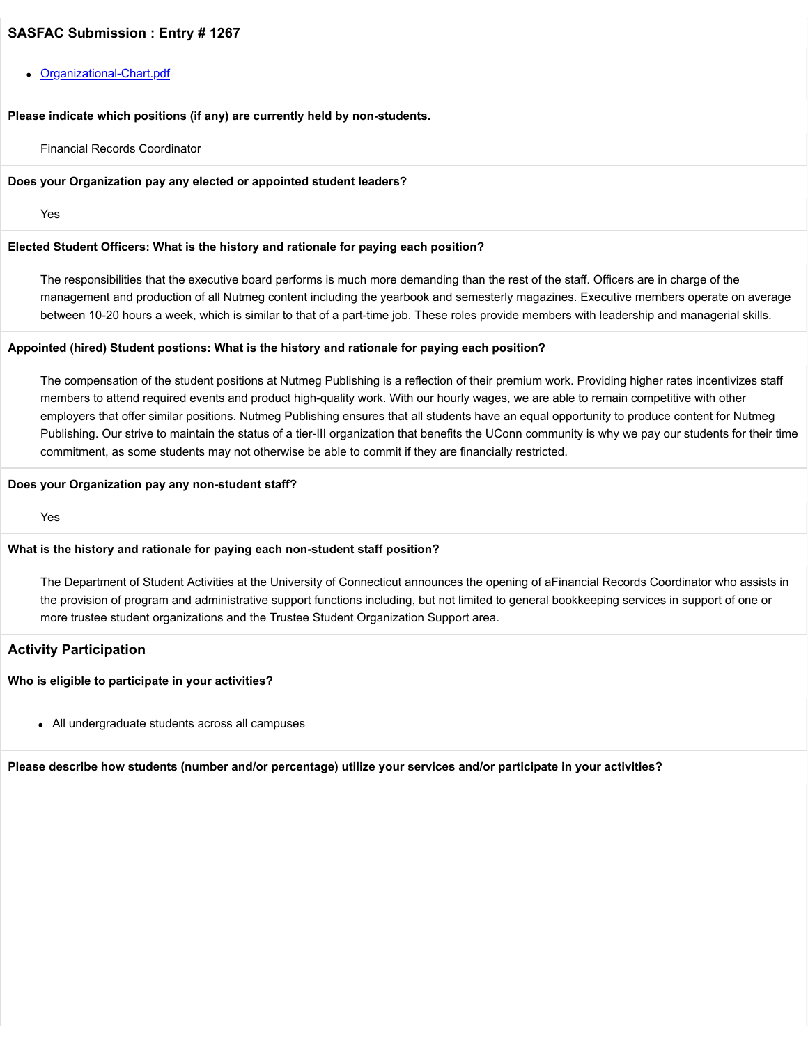### SASFAC Submission : Entry # 1267

- Organizational-Chart.pdf

**Please indicate which positions (if any) are currently held by non-students.**

Financial Records Coordinator

**Does your Organization pay any elected or appointed student leaders?**

Yes

**Elected Student Officers: What is the history and rationale for paying each position?**

The responsibilities that the executive board performs is much more demanding than the rest of the staff. Officers are in charge of the management and production of all Nutmeg content including the yearbook and semesterly magazines. Executive members operate on average between 10-20 hours a week, which is similar to that of a part-time job. These roles provide members with leadership and managerial skills.

**Appointed (hired) Student postions: What is the history and rationale for paying each position?**

The compensation of the student positions at Nutmeg Publishing is a reflection of their premium work. Providing higher rates incentivizes staff members to attend required events and product high-quality work. With our hourly wages, we are able to remain competitive with other employers that offer similar positions. Nutmeg Publishing ensures that all students have an equal opportunity to produce content for Nutmeg Publishing. Our strive to maintain the status of a tier-III organization that benefits the UConn community is why we pay our students for their time commitment, as some students may not otherwise be able to commit if they are financially restricted.

**Does your Organization pay any non-student staff?**

Yes

**What is the history and rationale for paying each non-student staff position?**

The Department of Student Activities at the University of Connecticut announces the opening of aFinancial Records Coordinator who assists in the provision of program and administrative support functions including, but not limited to general bookkeeping services in support of one or more trustee student organizations and the Trustee Student Organization Support area.

## Activity Participation

**Who is eligible to participate in your activities?**

- All undergraduate students across all campuses

**Please describe how students (number and/or percentage) utilize your services and/or participate in your activities?**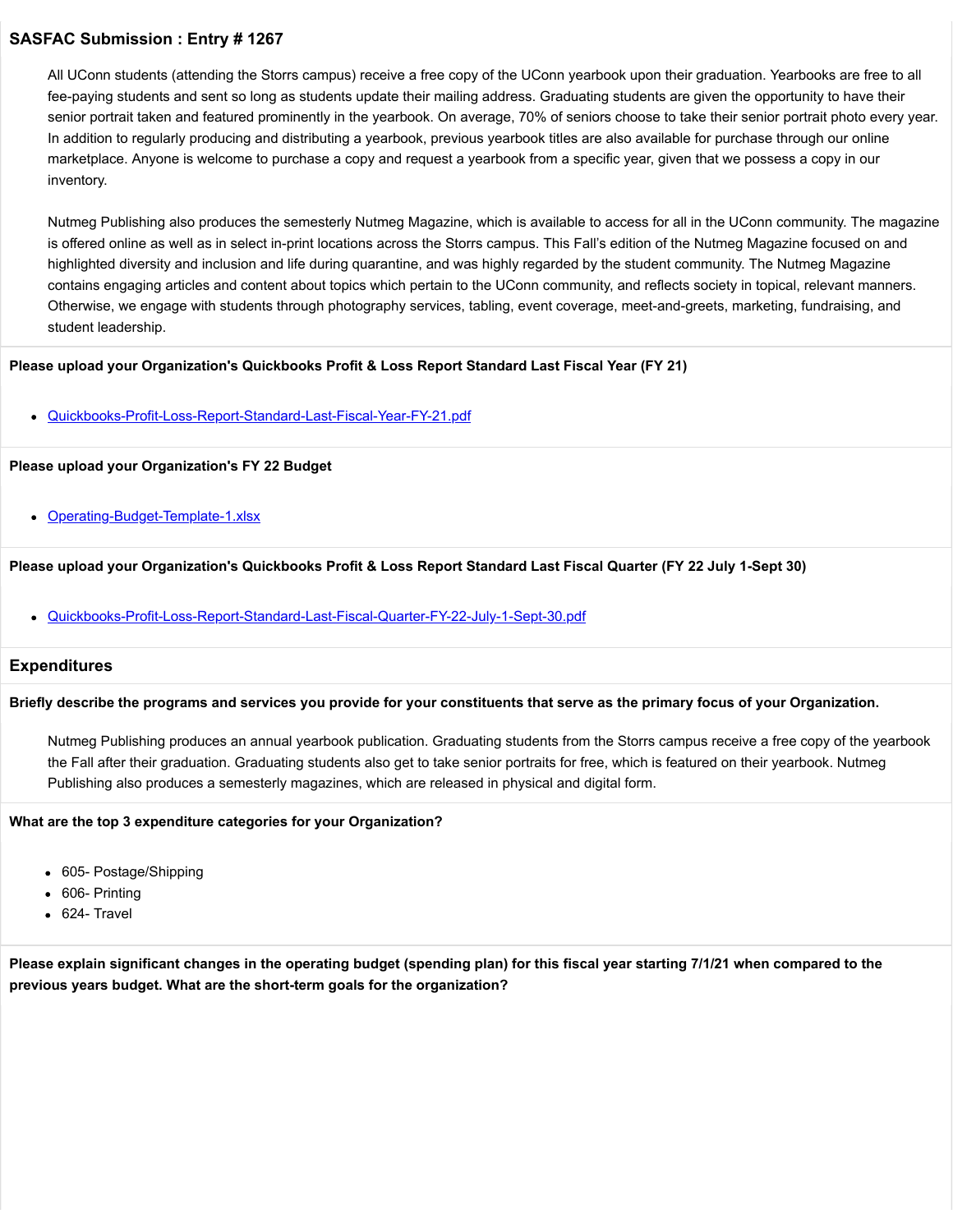## SASFAC Submission : Entry # 1267

All UConn students (attending the Storrs campus) receive a free copy of the UConn yearbook upon their graduation. Yearbooks are free to all fee-paying students and sent so long as students update their mailing address. Graduating students are given the opportunity to have their senior portrait taken and featured prominently in the yearbook. On average, 70% of seniors choose to take their senior portrait photo every year. In addition to regularly producing and distributing a yearbook, previous yearbook titles are also available for purchase through our online marketplace. Anyone is welcome to purchase a copy and request a yearbook from a specific year, given that we possess a copy in our inventory.

Nutmeg Publishing also produces the semesterly Nutmeg Magazine, which is available to access for all in the UConn community. The magazine is offered online as well as in select in-print locations across the Storrs campus. This Fall's edition of the Nutmeg Magazine focused on and highlighted diversity and inclusion and life during quarantine, and was highly regarded by the student community. The Nutmeg Magazine contains engaging articles and content about topics which pertain to the UConn community, and reflects society in topical, relevant manners. Otherwise, we engage with students through photography services, tabling, event coverage, meet-and-greets, marketing, fundraising, and student leadership.

**Please upload your Organization's Quickbooks Profit & Loss Report Standard Last Fiscal Year (FY 21)**

- Quickbooks-Profit-Loss-Report-Standard-Last-Fiscal-Year-FY-21.pdf

**Please upload your Organization's FY 22 Budget**

- Operating-Budget-Template-1.xlsx

**Please upload your Organization's Quickbooks Profit & Loss Report Standard Last Fiscal Quarter (FY 22 July 1-Sept 30)**

- Quickbooks-Profit-Loss-Report-Standard-Last-Fiscal-Quarter-FY-22-July-1-Sept-30.pdf

## Expenditures

**Briefly describe the programs and services you provide for your constituents that serve as the primary focus of your Organization.**

Nutmeg Publishing produces an annual yearbook publication. Graduating students from the Storrs campus receive a free copy of the yearbook the Fall after their graduation. Graduating students also get to take senior portraits for free, which is featured on their yearbook. Nutmeg Publishing also produces a semesterly magazines, which are released in physical and digital form.

**What are the top 3 expenditure categories for your Organization?**

- 605- Postage/Shipping
- 606- Printing
- 624- Travel

**Please explain significant changes in the operating budget (spending plan) for this fiscal year starting 7/1/21 when compared to the previous years budget. What are the short-term goals for the organization?**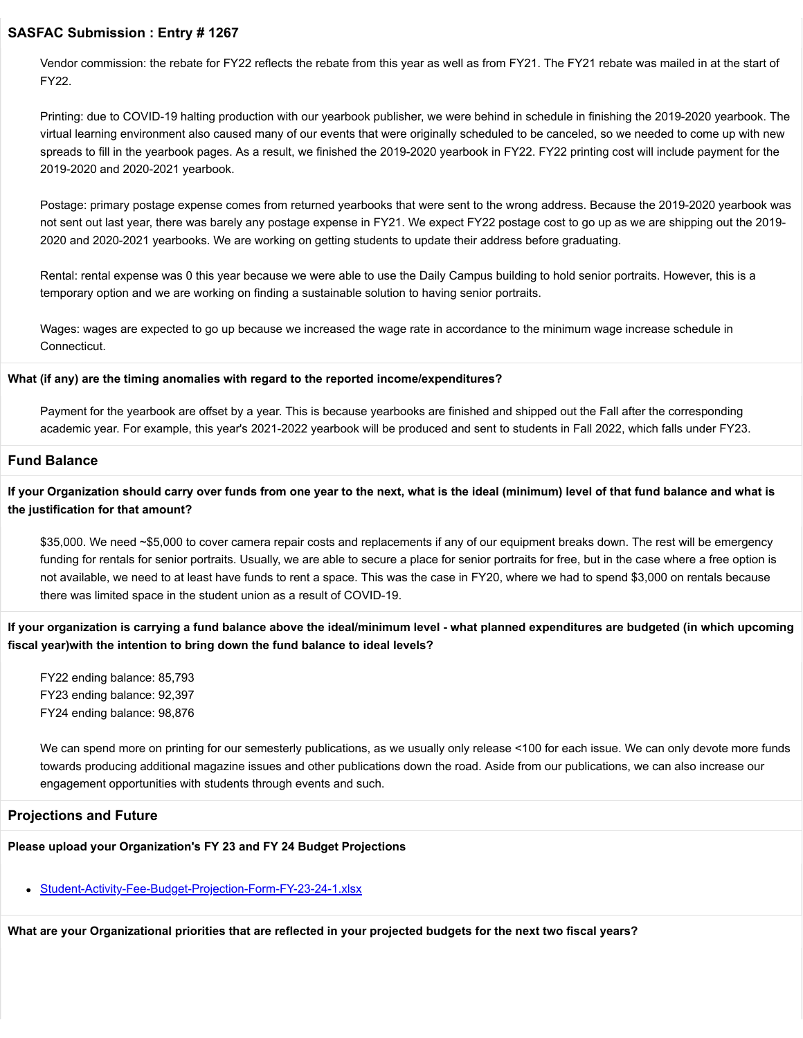## SASFAC Submission : Entry # 1267

Vendor commission: the rebate for FY22 reflects the rebate from this year as well as from FY21. The FY21 rebate was mailed in at the start of FY22.

Printing: due to COVID-19 halting production with our yearbook publisher, we were behind in schedule in finishing the 2019-2020 yearbook. The virtual learning environment also caused many of our events that were originally scheduled to be canceled, so we needed to come up with new spreads to fill in the yearbook pages. As a result, we finished the 2019-2020 yearbook in FY22. FY22 printing cost will include payment for the 2019-2020 and 2020-2021 yearbook.

Postage: primary postage expense comes from returned yearbooks that were sent to the wrong address. Because the 2019-2020 yearbook was not sent out last year, there was barely any postage expense in FY21. We expect FY22 postage cost to go up as we are shipping out the 2019-2020 and 2020-2021 yearbooks. We are working on getting students to update their address before graduating.

Rental: rental expense was 0 this year because we were able to use the Daily Campus building to hold senior portraits. However, this is a temporary option and we are working on finding a sustainable solution to having senior portraits.

Wages: wages are expected to go up because we increased the wage rate in accordance to the minimum wage increase schedule in Connecticut.

**What (if any) are the timing anomalies with regard to the reported income/expenditures?**

Payment for the yearbook are offset by a year. This is because yearbooks are finished and shipped out the Fall after the corresponding academic year. For example, this year's 2021-2022 yearbook will be produced and sent to students in Fall 2022, which falls under FY23.

### Fund Balance

**If your Organization should carry over funds from one year to the next, what is the ideal (minimum) level of that fund balance and what is the justification for that amount?**

$35,000. We need ~$5,000 to cover camera repair costs and replacements if any of our equipment breaks down. The rest will be emergency funding for rentals for senior portraits. Usually, we are able to secure a place for senior portraits for free, but in the case where a free option is not available, we need to at least have funds to rent a space. This was the case in FY20, where we had to spend $3,000 on rentals because there was limited space in the student union as a result of COVID-19.

**If your organization is carrying a fund balance above the ideal/minimum level - what planned expenditures are budgeted (in which upcoming fiscal year)with the intention to bring down the fund balance to ideal levels?**

FY22 ending balance: 85,793
FY23 ending balance: 92,397
FY24 ending balance: 98,876

We can spend more on printing for our semesterly publications, as we usually only release <100 for each issue. We can only devote more funds towards producing additional magazine issues and other publications down the road. Aside from our publications, we can also increase our engagement opportunities with students through events and such.

### Projections and Future

**Please upload your Organization's FY 23 and FY 24 Budget Projections**

- Student-Activity-Fee-Budget-Projection-Form-FY-23-24-1.xlsx

**What are your Organizational priorities that are reflected in your projected budgets for the next two fiscal years?**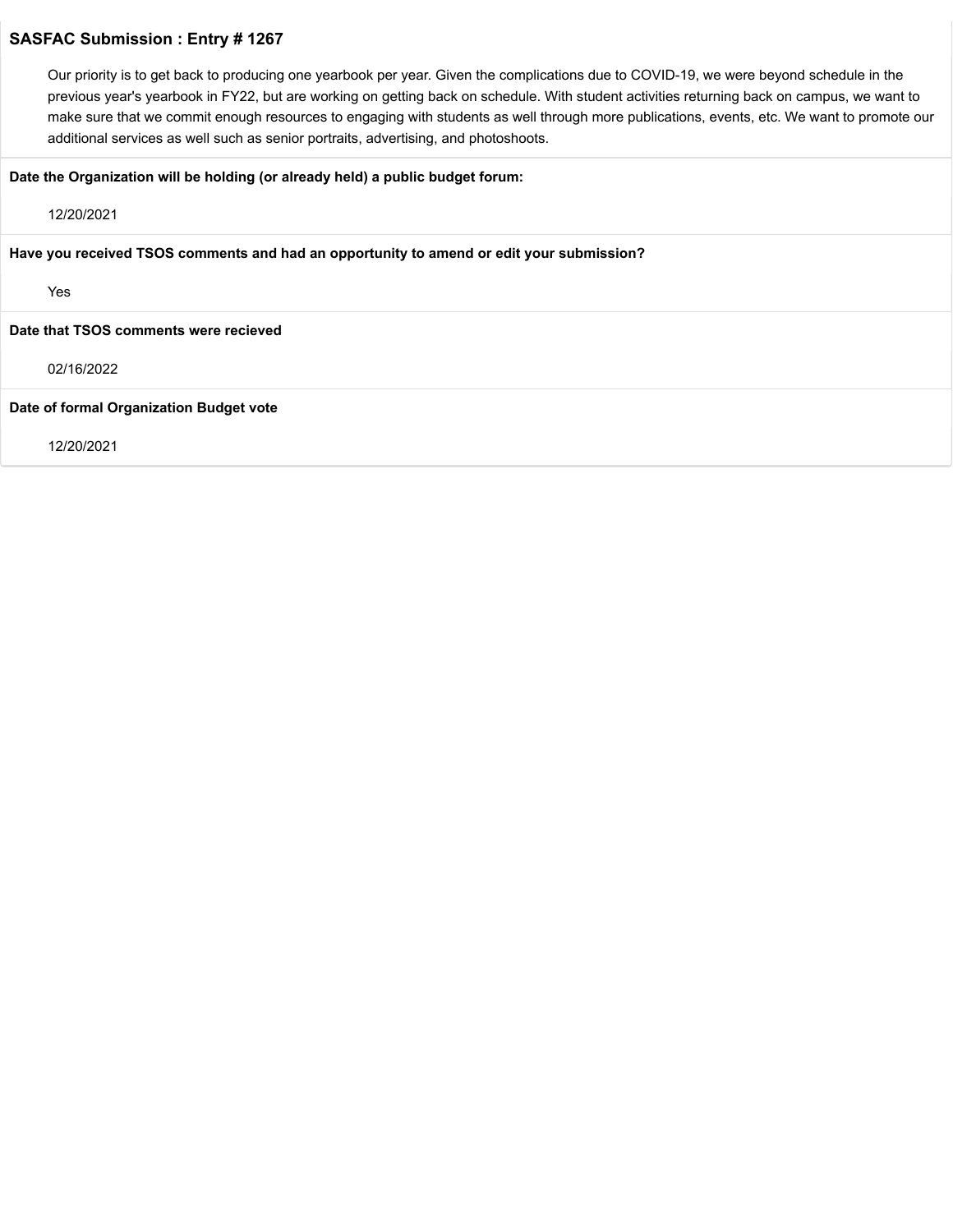## SASFAC Submission : Entry # 1267

Our priority is to get back to producing one yearbook per year. Given the complications due to COVID-19, we were beyond schedule in the previous year's yearbook in FY22, but are working on getting back on schedule. With student activities returning back on campus, we want to make sure that we commit enough resources to engaging with students as well through more publications, events, etc. We want to promote our additional services as well such as senior portraits, advertising, and photoshoots.

**Date the Organization will be holding (or already held) a public budget forum:**

12/20/2021

**Have you received TSOS comments and had an opportunity to amend or edit your submission?**

Yes

**Date that TSOS comments were recieved**

02/16/2022

**Date of formal Organization Budget vote**

12/20/2021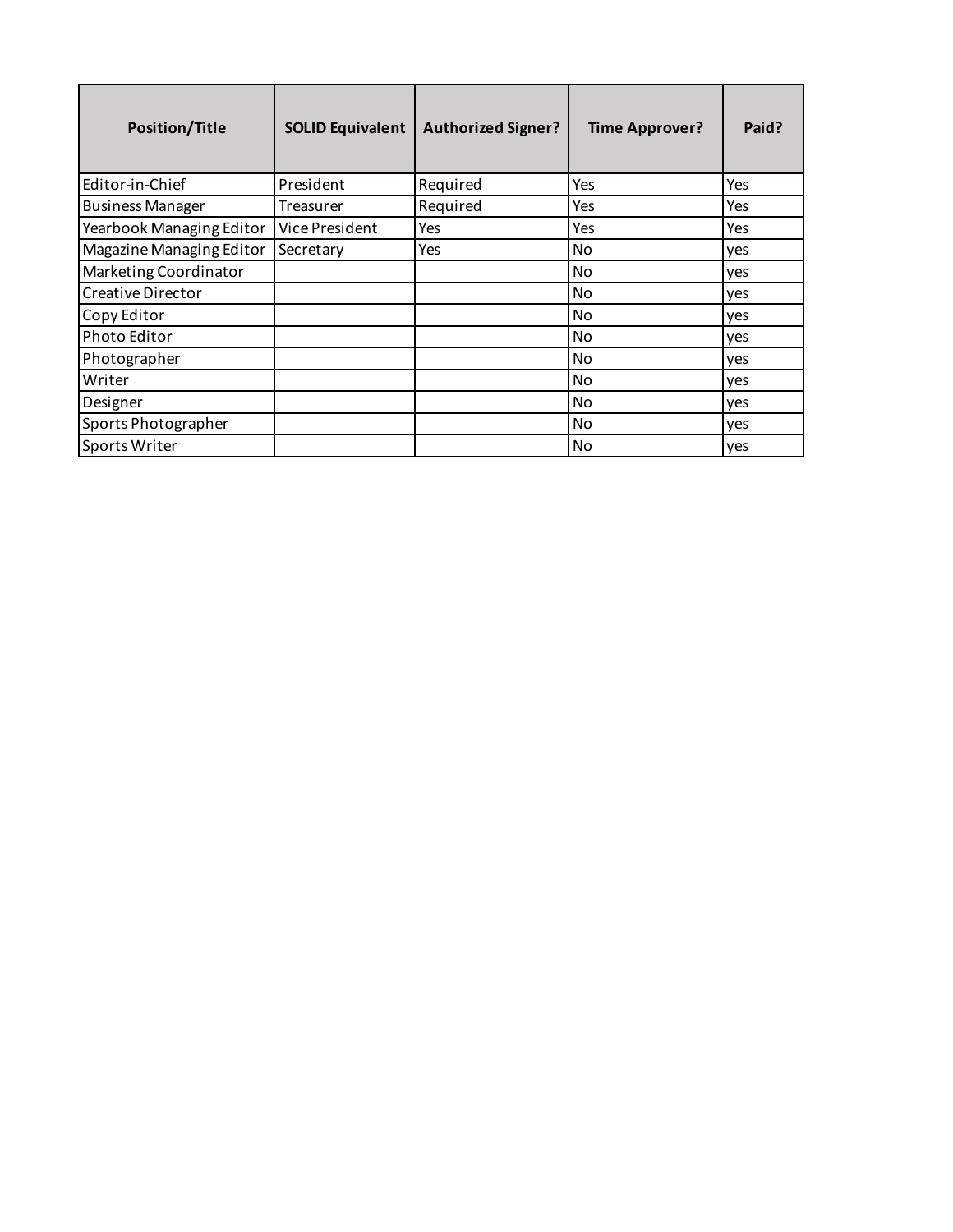| Position/Title | SOLID Equivalent | Authorized Signer? | Time Approver? | Paid? |
|---|---|---|---|---|
| Editor-in-Chief | President | Required | Yes | Yes |
| Business Manager | Treasurer | Required | Yes | Yes |
| Yearbook Managing Editor | Vice President | Yes | Yes | Yes |
| Magazine Managing Editor | Secretary | Yes | No | yes |
| Marketing Coordinator | | | No | yes |
| Creative Director | | | No | yes |
| Copy Editor | | | No | yes |
| Photo Editor | | | No | yes |
| Photographer | | | No | yes |
| Writer | | | No | yes |
| Designer | | | No | yes |
| Sports Photographer | | | No | yes |
| Sports Writer | | | No | yes |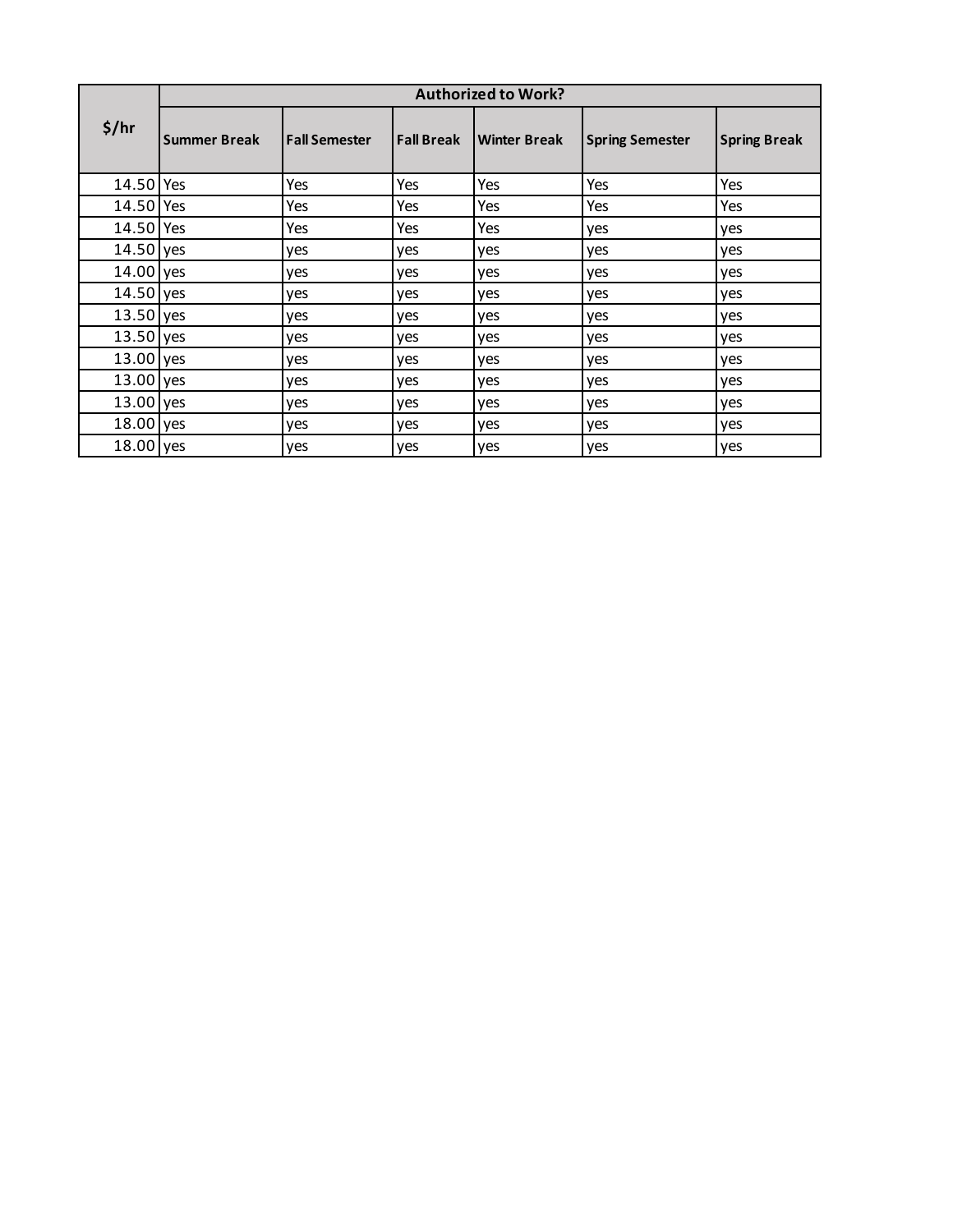| $/hr | Authorized to Work? | | | | | |
|---|---|---|---|---|---|---|
| | Summer Break | Fall Semester | Fall Break | Winter Break | Spring Semester | Spring Break |
| 14.50 | Yes | Yes | Yes | Yes | Yes | Yes |
| 14.50 | Yes | Yes | Yes | Yes | Yes | Yes |
| 14.50 | Yes | Yes | Yes | Yes | yes | yes |
| 14.50 | yes | yes | yes | yes | yes | yes |
| 14.00 | yes | yes | yes | yes | yes | yes |
| 14.50 | yes | yes | yes | yes | yes | yes |
| 13.50 | yes | yes | yes | yes | yes | yes |
| 13.50 | yes | yes | yes | yes | yes | yes |
| 13.00 | yes | yes | yes | yes | yes | yes |
| 13.00 | yes | yes | yes | yes | yes | yes |
| 13.00 | yes | yes | yes | yes | yes | yes |
| 18.00 | yes | yes | yes | yes | yes | yes |
| 18.00 | yes | yes | yes | yes | yes | yes |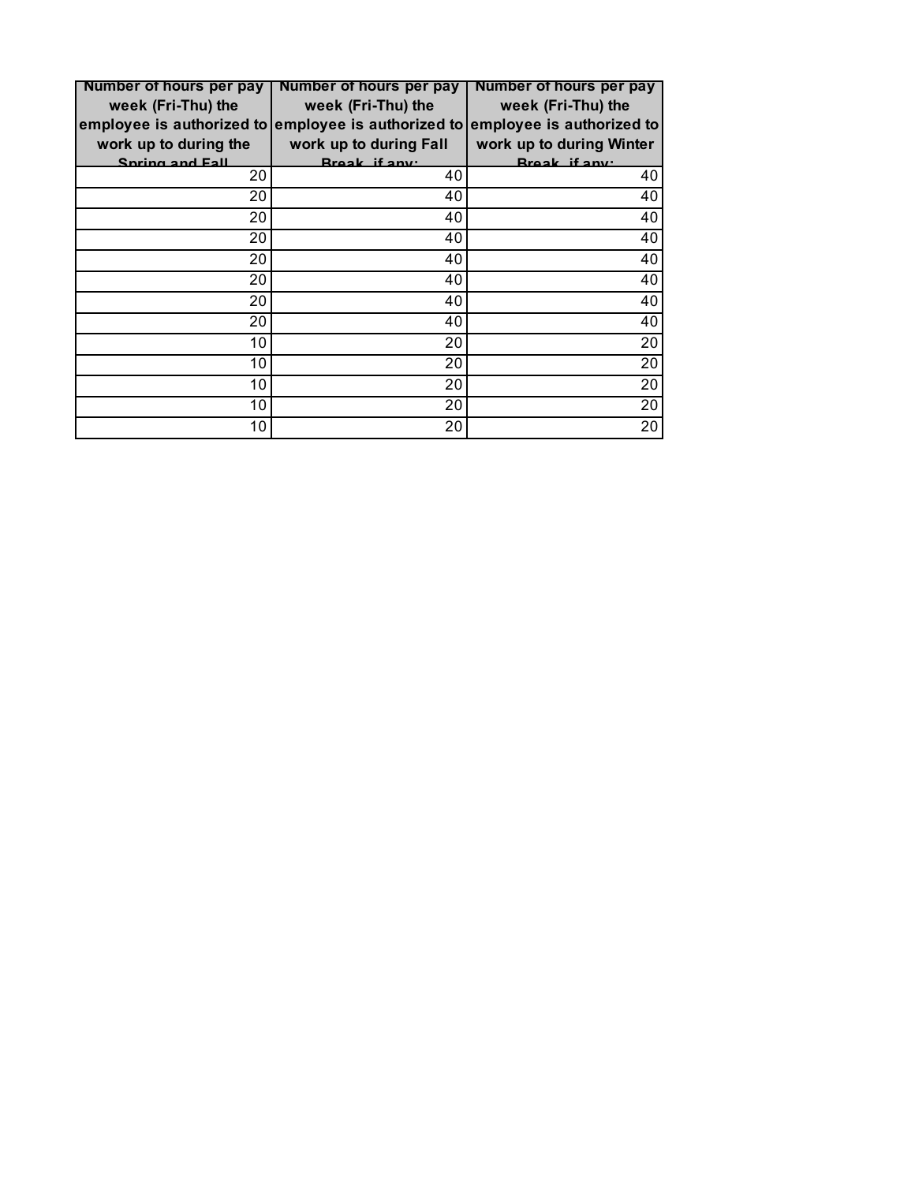| Number of hours per pay week (Fri-Thu) the employee is authorized to work up to during the Spring and Fall | Number of hours per pay week (Fri-Thu) the employee is authorized to work up to during Fall Break, if any: | Number of hours per pay week (Fri-Thu) the employee is authorized to work up to during Winter Break, if any: |
|---:|---:|---:|
| 20 | 40 | 40 |
| 20 | 40 | 40 |
| 20 | 40 | 40 |
| 20 | 40 | 40 |
| 20 | 40 | 40 |
| 20 | 40 | 40 |
| 20 | 40 | 40 |
| 20 | 40 | 40 |
| 10 | 20 | 20 |
| 10 | 20 | 20 |
| 10 | 20 | 20 |
| 10 | 20 | 20 |
| 10 | 20 | 20 |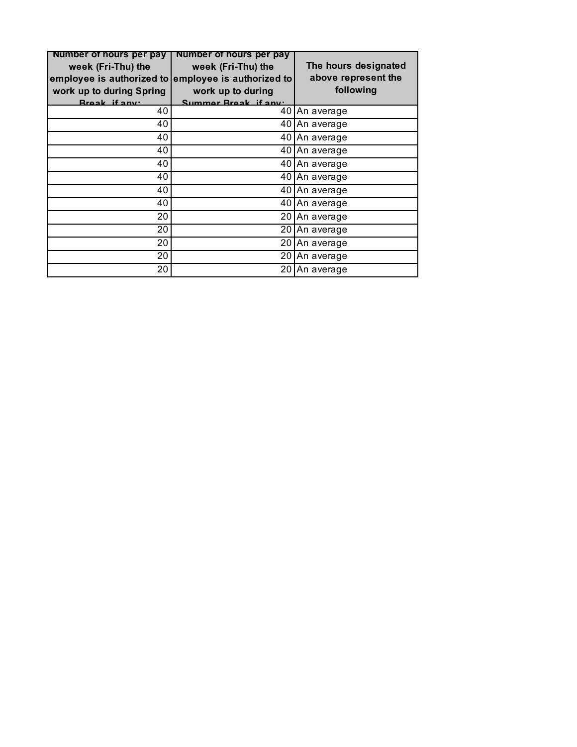| Number of hours per pay week (Fri-Thu) the employee is authorized to work up to during Spring Break, if any: | Number of hours per pay week (Fri-Thu) the employee is authorized to work up to during Summer Break, if any: | The hours designated above represent the following |
|---|---|---|
| 40 | 40 | An average |
| 40 | 40 | An average |
| 40 | 40 | An average |
| 40 | 40 | An average |
| 40 | 40 | An average |
| 40 | 40 | An average |
| 40 | 40 | An average |
| 40 | 40 | An average |
| 20 | 20 | An average |
| 20 | 20 | An average |
| 20 | 20 | An average |
| 20 | 20 | An average |
| 20 | 20 | An average |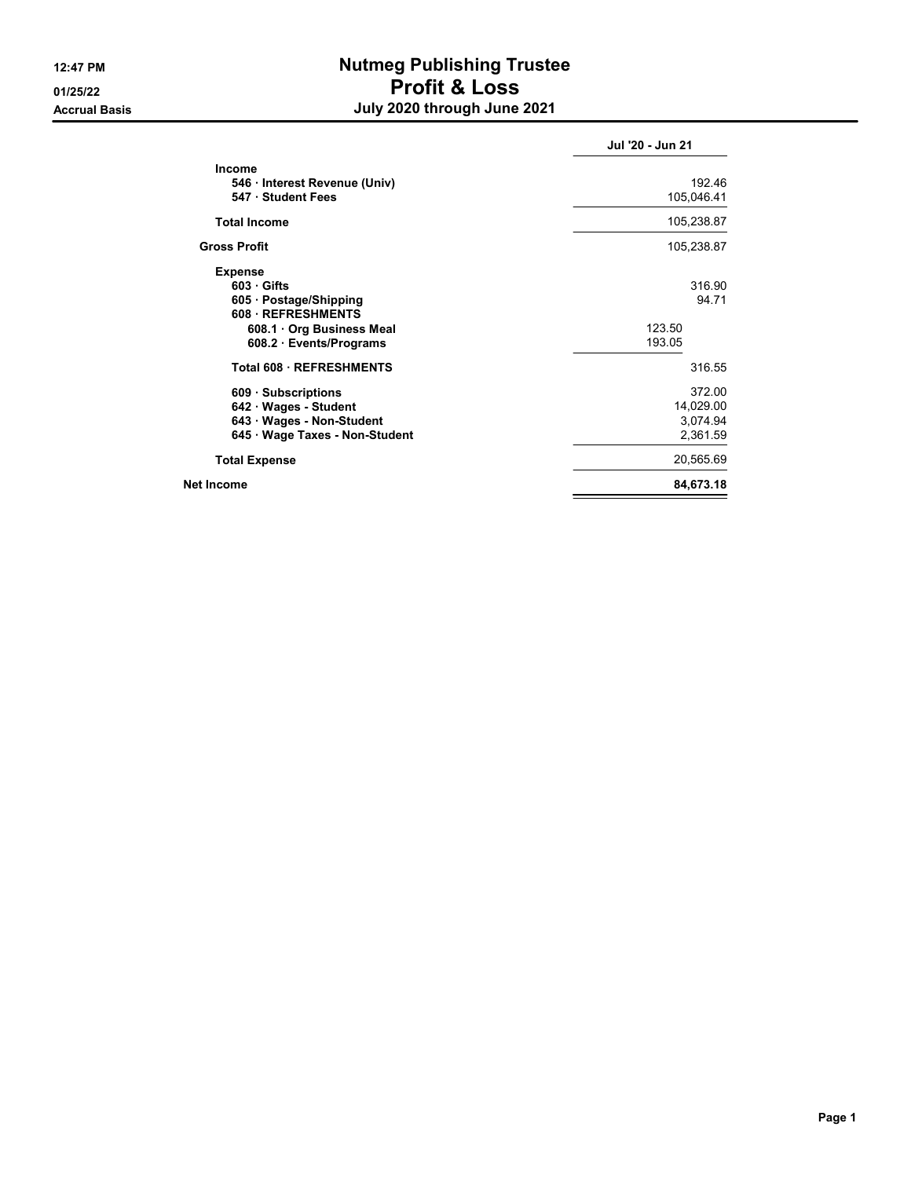12:47 PM
01/25/22
Accrual Basis

# Nutmeg Publishing Trustee
## Profit & Loss
### July 2020 through June 2021

| | | Jul '20 - Jun 21 |
|---|---|---|
| **Income** | | |
| **546 · Interest Revenue (Univ)** | | 192.46 |
| **547 · Student Fees** | | 105,046.41 |
| **Total Income** | | 105,238.87 |
| **Gross Profit** | | 105,238.87 |
| **Expense** | | |
| **603 · Gifts** | | 316.90 |
| **605 · Postage/Shipping** | | 94.71 |
| **608 · REFRESHMENTS** | | |
| **608.1 · Org Business Meal** | 123.50 | |
| **608.2 · Events/Programs** | 193.05 | |
| **Total 608 · REFRESHMENTS** | | 316.55 |
| **609 · Subscriptions** | | 372.00 |
| **642 · Wages - Student** | | 14,029.00 |
| **643 · Wages - Non-Student** | | 3,074.94 |
| **645 · Wage Taxes - Non-Student** | | 2,361.59 |
| **Total Expense** | | 20,565.69 |
| **Net Income** | | **84,673.18** |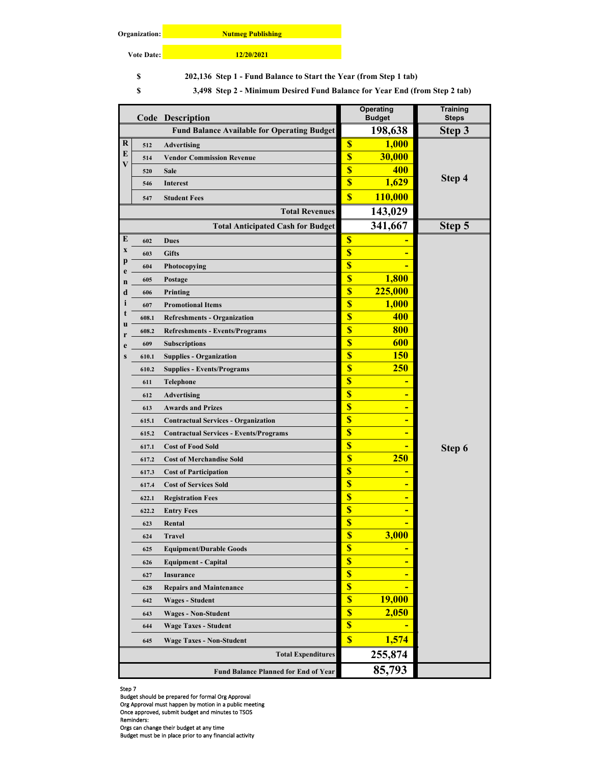Organization: **Nutmeg Publishing**

Vote Date: **12/20/2021**

$ 202,136 Step 1 - Fund Balance to Start the Year (from Step 1 tab)

$ 3,498 Step 2 - Minimum Desired Fund Balance for Year End (from Step 2 tab)

| | Code | Description | Operating Budget | Training Steps |
|---|---|---|---|---|
| | | **Fund Balance Available for Operating Budget** | 198,638 | Step 3 |
| REV | 512 | Advertising | $ 1,000 | Step 4 |
| | 514 | Vendor Commission Revenue | $ 30,000 | |
| | 520 | Sale | $ 400 | |
| | 546 | Interest | $ 1,629 | |
| | 547 | Student Fees | $ 110,000 | |
| | | **Total Revenues** | 143,029 | |
| | | **Total Anticipated Cash for Budget** | 341,667 | Step 5 |
| Expenditures | 602 | Dues | $ - | Step 6 |
| | 603 | Gifts | $ - | |
| | 604 | Photocopying | $ - | |
| | 605 | Postage | $ 1,800 | |
| | 606 | Printing | $ 225,000 | |
| | 607 | Promotional Items | $ 1,000 | |
| | 608.1 | Refreshments - Organization | $ 400 | |
| | 608.2 | Refreshments - Events/Programs | $ 800 | |
| | 609 | Subscriptions | $ 600 | |
| | 610.1 | Supplies - Organization | $ 150 | |
| | 610.2 | Supplies - Events/Programs | $ 250 | |
| | 611 | Telephone | $ - | |
| | 612 | Advertising | $ - | |
| | 613 | Awards and Prizes | $ - | |
| | 615.1 | Contractual Services - Organization | $ - | |
| | 615.2 | Contractual Services - Events/Programs | $ - | |
| | 617.1 | Cost of Food Sold | $ - | |
| | 617.2 | Cost of Merchandise Sold | $ 250 | |
| | 617.3 | Cost of Participation | $ - | |
| | 617.4 | Cost of Services Sold | $ - | |
| | 622.1 | Registration Fees | $ - | |
| | 622.2 | Entry Fees | $ - | |
| | 623 | Rental | $ - | |
| | 624 | Travel | $ 3,000 | |
| | 625 | Equipment/Durable Goods | $ - | |
| | 626 | Equipment - Capital | $ - | |
| | 627 | Insurance | $ - | |
| | 628 | Repairs and Maintenance | $ - | |
| | 642 | Wages - Student | $ 19,000 | |
| | 643 | Wages - Non-Student | $ 2,050 | |
| | 644 | Wage Taxes - Student | $ - | |
| | 645 | Wage Taxes - Non-Student | $ 1,574 | |
| | | **Total Expenditures** | 255,874 | |
| | | **Fund Balance Planned for End of Year** | 85,793 | |

Step 7
Budget should be prepared for formal Org Approval
Org Approval must happen by motion in a public meeting
Once approved, submit budget and minutes to TSOS
Reminders:
Orgs can change their budget at any time
Budget must be in place prior to any financial activity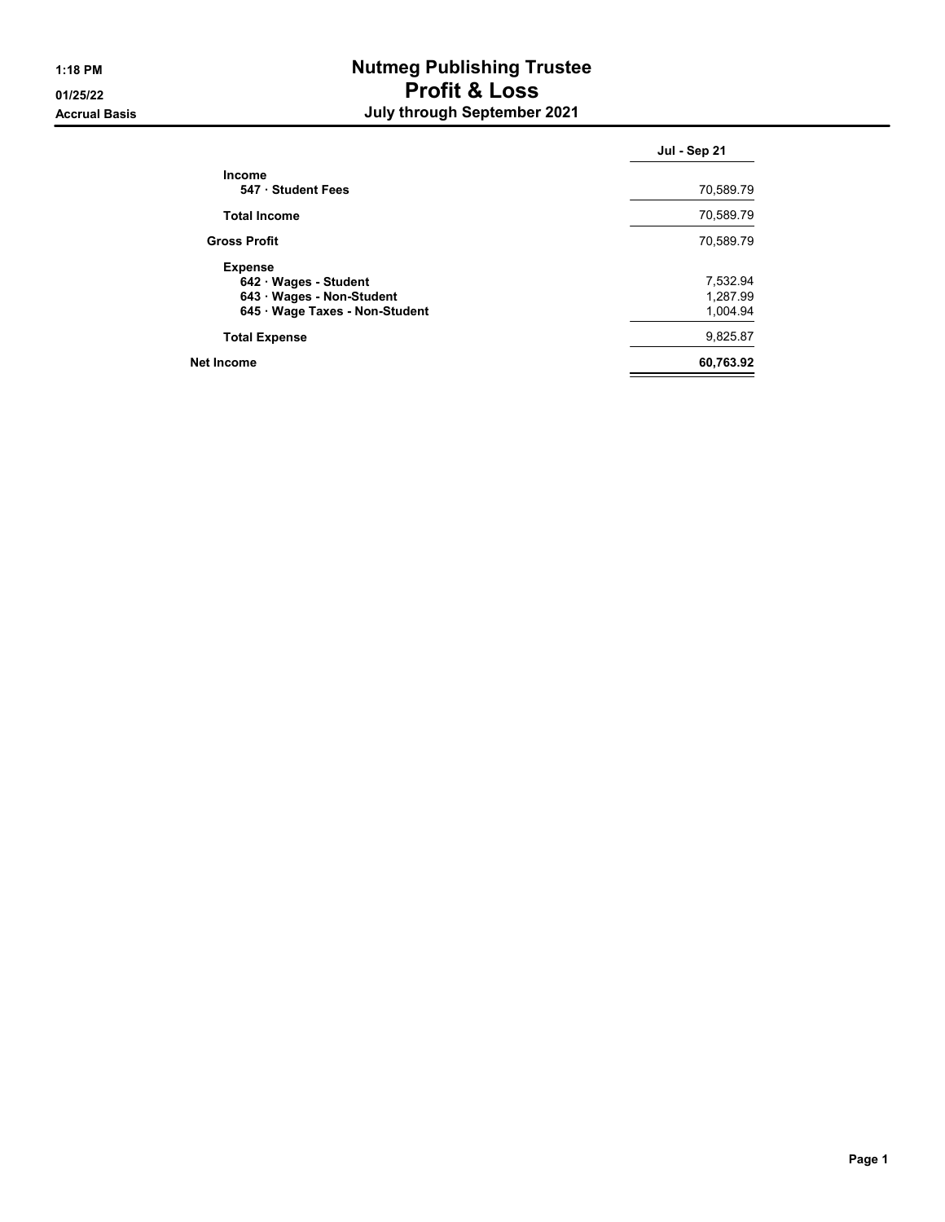1:18 PM
01/25/22
Accrual Basis

# Nutmeg Publishing Trustee
## Profit & Loss
### July through September 2021

| | Jul - Sep 21 |
|---|---|
| **Income** | |
| **547 · Student Fees** | 70,589.79 |
| **Total Income** | 70,589.79 |
| **Gross Profit** | 70,589.79 |
| **Expense** | |
| **642 · Wages - Student** | 7,532.94 |
| **643 · Wages - Non-Student** | 1,287.99 |
| **645 · Wage Taxes - Non-Student** | 1,004.94 |
| **Total Expense** | 9,825.87 |
| **Net Income** | **60,763.92** |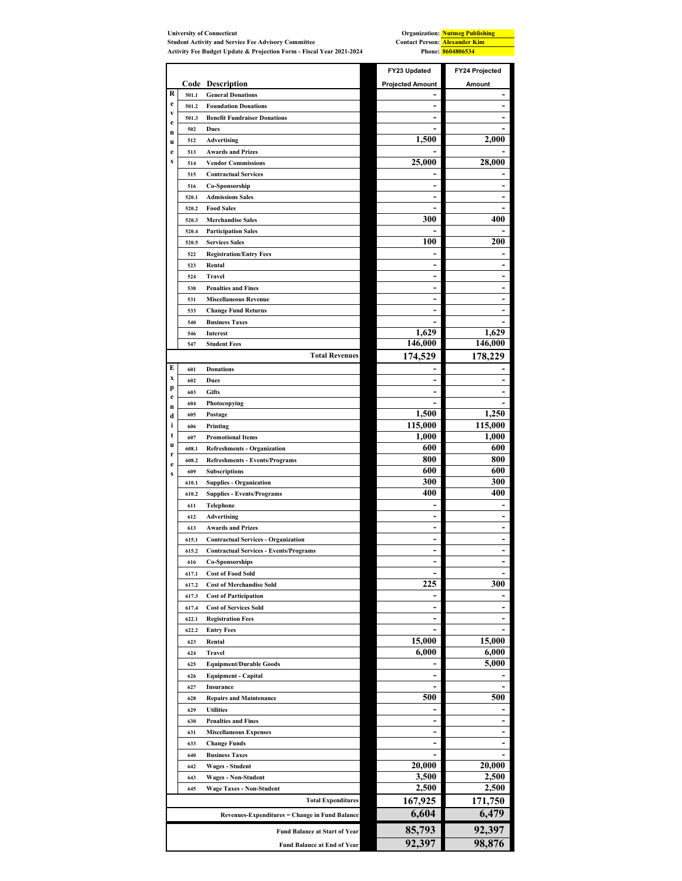University of Connecticut
Student Activity and Service Fee Advisory Committee
Activity Fee Budget Update & Projection Form - Fiscal Year 2021-2024

Organization: Nutmeg Publishing
Contact Person: Alexander Kim
Phone: 8604806534

| | Code | Description | FY23 Updated Projected Amount | FY24 Projected Amount |
|---|---|---|---|---|
| Revenues | 501.1 | General Donations | - | - |
| | 501.2 | Foundation Donations | - | - |
| | 501.3 | Benefit Fundraiser Donations | - | - |
| | 502 | Dues | - | - |
| | 512 | Advertising | 1,500 | 2,000 |
| | 513 | Awards and Prizes | - | - |
| | 514 | Vendor Commissions | 25,000 | 28,000 |
| | 515 | Contractual Services | - | - |
| | 516 | Co-Sponsorship | - | - |
| | 520.1 | Admissions Sales | - | - |
| | 520.2 | Food Sales | - | - |
| | 520.3 | Merchandise Sales | 300 | 400 |
| | 520.4 | Participation Sales | - | - |
| | 520.5 | Services Sales | 100 | 200 |
| | 522 | Registration/Entry Fees | - | - |
| | 523 | Rental | - | - |
| | 524 | Travel | - | - |
| | 530 | Penalties and Fines | - | - |
| | 531 | Miscellaneous Revenue | - | - |
| | 533 | Change Fund Returns | - | - |
| | 540 | Business Taxes | - | - |
| | 546 | Interest | 1,629 | 1,629 |
| | 547 | Student Fees | 146,000 | 146,000 |
| | | **Total Revenues** | 174,529 | 178,229 |
| Expenditures | 601 | Donations | - | - |
| | 602 | Dues | - | - |
| | 603 | Gifts | - | - |
| | 604 | Photocopying | - | - |
| | 605 | Postage | 1,500 | 1,250 |
| | 606 | Printing | 115,000 | 115,000 |
| | 607 | Promotional Items | 1,000 | 1,000 |
| | 608.1 | Refreshments - Organization | 600 | 600 |
| | 608.2 | Refreshments - Events/Programs | 800 | 800 |
| | 609 | Subscriptions | 600 | 600 |
| | 610.1 | Supplies - Organization | 300 | 300 |
| | 610.2 | Supplies - Events/Programs | 400 | 400 |
| | 611 | Telephone | - | - |
| | 612 | Advertising | - | - |
| | 613 | Awards and Prizes | - | - |
| | 615.1 | Contractual Services - Organization | - | - |
| | 615.2 | Contractual Services - Events/Programs | - | - |
| | 616 | Co-Sponsorships | - | - |
| | 617.1 | Cost of Food Sold | - | - |
| | 617.2 | Cost of Merchandise Sold | 225 | 300 |
| | 617.3 | Cost of Participation | - | - |
| | 617.4 | Cost of Services Sold | - | - |
| | 622.1 | Registration Fees | - | - |
| | 622.2 | Entry Fees | - | - |
| | 623 | Rental | 15,000 | 15,000 |
| | 624 | Travel | 6,000 | 6,000 |
| | 625 | Equipment/Durable Goods | - | 5,000 |
| | 626 | Equipment - Capital | - | - |
| | 627 | Insurance | - | - |
| | 628 | Repairs and Maintenance | 500 | 500 |
| | 629 | Utilities | - | - |
| | 630 | Penalties and Fines | - | - |
| | 631 | Miscellaneous Expenses | - | - |
| | 633 | Change Funds | - | - |
| | 640 | Business Taxes | - | - |
| | 642 | Wages - Student | 20,000 | 20,000 |
| | 643 | Wages - Non-Student | 3,500 | 2,500 |
| | 645 | Wage Taxes - Non-Student | 2,500 | 2,500 |
| | | **Total Expenditures** | 167,925 | 171,750 |
| | | **Revenues-Expenditures = Change in Fund Balance** | 6,604 | 6,479 |
| | | **Fund Balance at Start of Year** | 85,793 | 92,397 |
| | | **Fund Balance at End of Year** | 92,397 | 98,876 |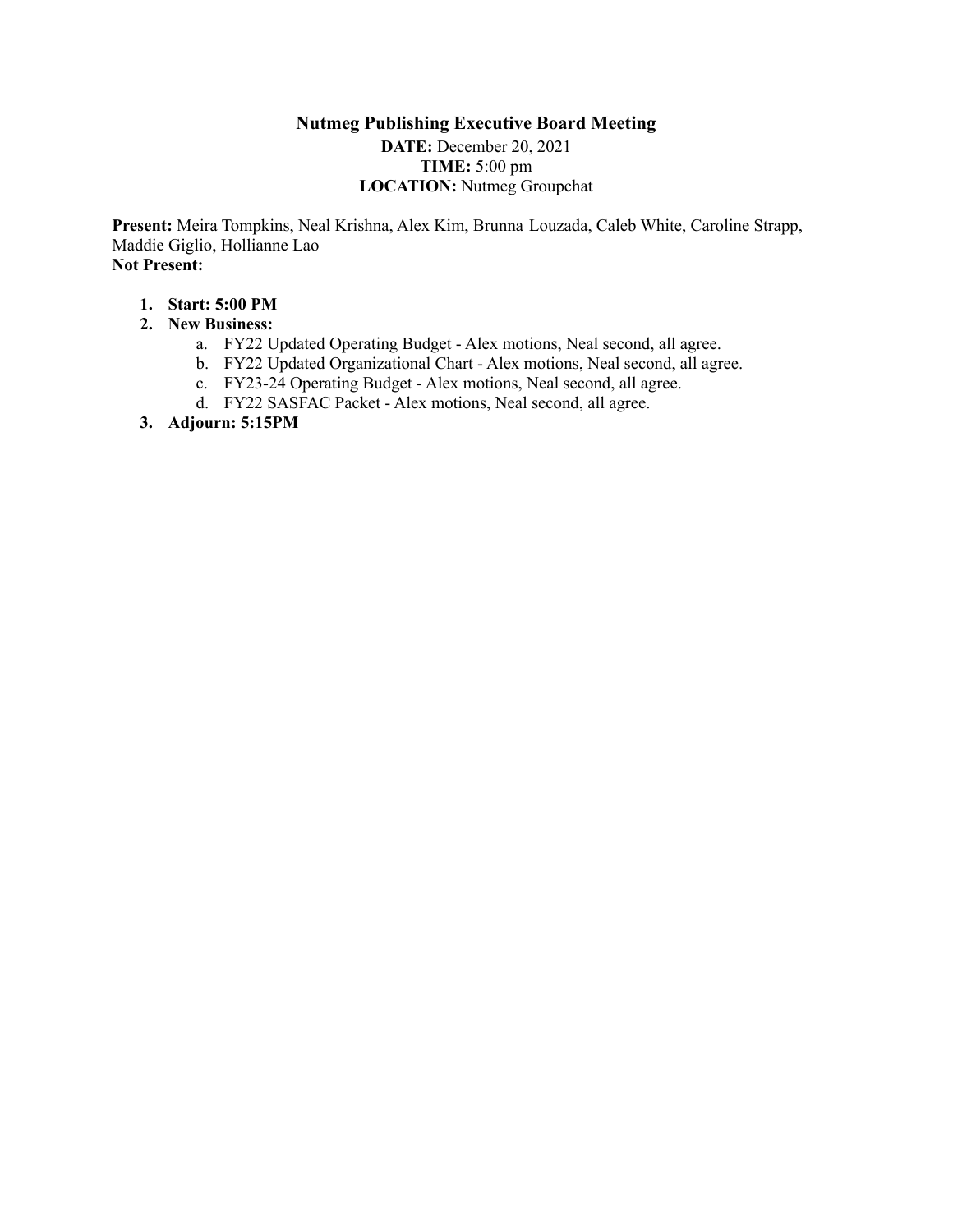# Nutmeg Publishing Executive Board Meeting

**DATE:** December 20, 2021
**TIME:** 5:00 pm
**LOCATION:** Nutmeg Groupchat

**Present:** Meira Tompkins, Neal Krishna, Alex Kim, Brunna Louzada, Caleb White, Caroline Strapp, Maddie Giglio, Hollianne Lao
**Not Present:**

1. **Start: 5:00 PM**
2. **New Business:**
   a. FY22 Updated Operating Budget - Alex motions, Neal second, all agree.
   b. FY22 Updated Organizational Chart - Alex motions, Neal second, all agree.
   c. FY23-24 Operating Budget - Alex motions, Neal second, all agree.
   d. FY22 SASFAC Packet - Alex motions, Neal second, all agree.
3. **Adjourn: 5:15PM**